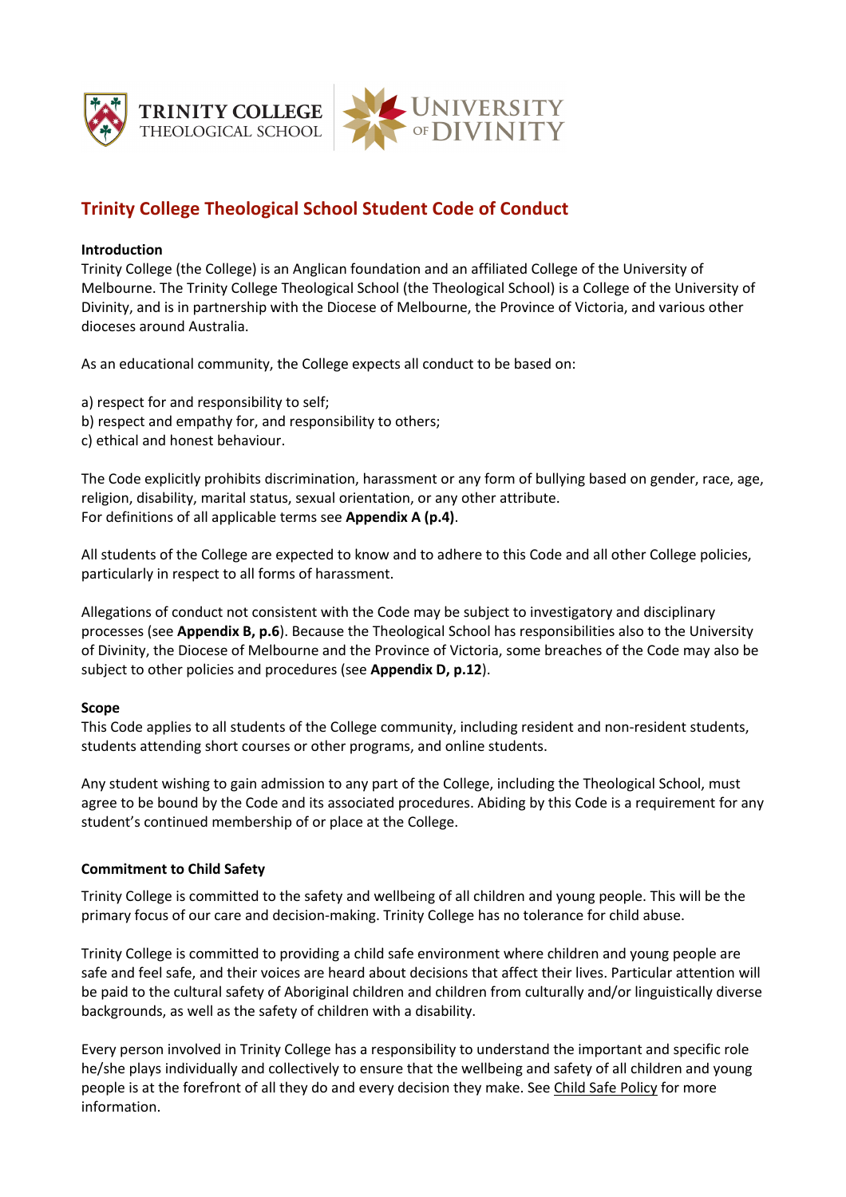# Trinity College Theological School Student Code of Conduct

**Introduction**

Trinity College (the College) is an Anglican foundation and an affiliated College of the University of Melbourne. The Trinity College Theological School (the Theological School) is a College of the University of Divinity, and is in partnership with the Diocese of Melbourne, the Province of Victoria, and various other dioceses around Australia.

As an educational community, the College expects all conduct to be based on:

a) respect for and responsibility to self;
b) respect and empathy for, and responsibility to others;
c) ethical and honest behaviour.

The Code explicitly prohibits discrimination, harassment or any form of bullying based on gender, race, age, religion, disability, marital status, sexual orientation, or any other attribute.
For definitions of all applicable terms see **Appendix A (p.4)**.

All students of the College are expected to know and to adhere to this Code and all other College policies, particularly in respect to all forms of harassment.

Allegations of conduct not consistent with the Code may be subject to investigatory and disciplinary processes (see **Appendix B, p.6**). Because the Theological School has responsibilities also to the University of Divinity, the Diocese of Melbourne and the Province of Victoria, some breaches of the Code may also be subject to other policies and procedures (see **Appendix D, p.12**).

**Scope**

This Code applies to all students of the College community, including resident and non-resident students, students attending short courses or other programs, and online students.

Any student wishing to gain admission to any part of the College, including the Theological School, must agree to be bound by the Code and its associated procedures. Abiding by this Code is a requirement for any student's continued membership of or place at the College.

**Commitment to Child Safety**

Trinity College is committed to the safety and wellbeing of all children and young people. This will be the primary focus of our care and decision-making. Trinity College has no tolerance for child abuse.

Trinity College is committed to providing a child safe environment where children and young people are safe and feel safe, and their voices are heard about decisions that affect their lives. Particular attention will be paid to the cultural safety of Aboriginal children and children from culturally and/or linguistically diverse backgrounds, as well as the safety of children with a disability.

Every person involved in Trinity College has a responsibility to understand the important and specific role he/she plays individually and collectively to ensure that the wellbeing and safety of all children and young people is at the forefront of all they do and every decision they make. See Child Safe Policy for more information.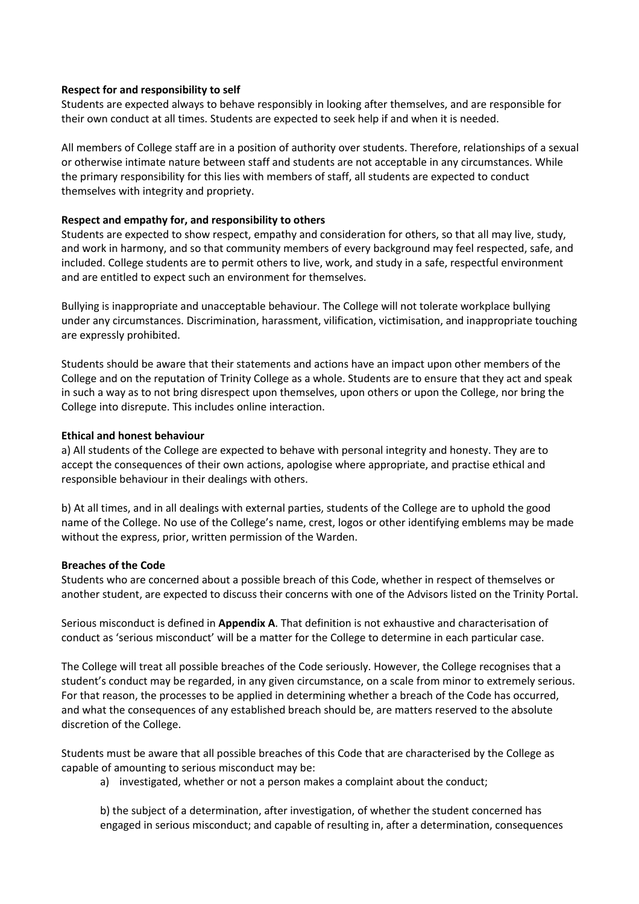**Respect for and responsibility to self**
Students are expected always to behave responsibly in looking after themselves, and are responsible for their own conduct at all times. Students are expected to seek help if and when it is needed.

All members of College staff are in a position of authority over students. Therefore, relationships of a sexual or otherwise intimate nature between staff and students are not acceptable in any circumstances. While the primary responsibility for this lies with members of staff, all students are expected to conduct themselves with integrity and propriety.

**Respect and empathy for, and responsibility to others**
Students are expected to show respect, empathy and consideration for others, so that all may live, study, and work in harmony, and so that community members of every background may feel respected, safe, and included. College students are to permit others to live, work, and study in a safe, respectful environment and are entitled to expect such an environment for themselves.

Bullying is inappropriate and unacceptable behaviour. The College will not tolerate workplace bullying under any circumstances. Discrimination, harassment, vilification, victimisation, and inappropriate touching are expressly prohibited.

Students should be aware that their statements and actions have an impact upon other members of the College and on the reputation of Trinity College as a whole. Students are to ensure that they act and speak in such a way as to not bring disrespect upon themselves, upon others or upon the College, nor bring the College into disrepute. This includes online interaction.

**Ethical and honest behaviour**
a) All students of the College are expected to behave with personal integrity and honesty. They are to accept the consequences of their own actions, apologise where appropriate, and practise ethical and responsible behaviour in their dealings with others.

b) At all times, and in all dealings with external parties, students of the College are to uphold the good name of the College. No use of the College's name, crest, logos or other identifying emblems may be made without the express, prior, written permission of the Warden.

**Breaches of the Code**
Students who are concerned about a possible breach of this Code, whether in respect of themselves or another student, are expected to discuss their concerns with one of the Advisors listed on the Trinity Portal.

Serious misconduct is defined in **Appendix A**. That definition is not exhaustive and characterisation of conduct as 'serious misconduct' will be a matter for the College to determine in each particular case.

The College will treat all possible breaches of the Code seriously. However, the College recognises that a student's conduct may be regarded, in any given circumstance, on a scale from minor to extremely serious. For that reason, the processes to be applied in determining whether a breach of the Code has occurred, and what the consequences of any established breach should be, are matters reserved to the absolute discretion of the College.

Students must be aware that all possible breaches of this Code that are characterised by the College as capable of amounting to serious misconduct may be:

a) investigated, whether or not a person makes a complaint about the conduct;

b) the subject of a determination, after investigation, of whether the student concerned has engaged in serious misconduct; and capable of resulting in, after a determination, consequences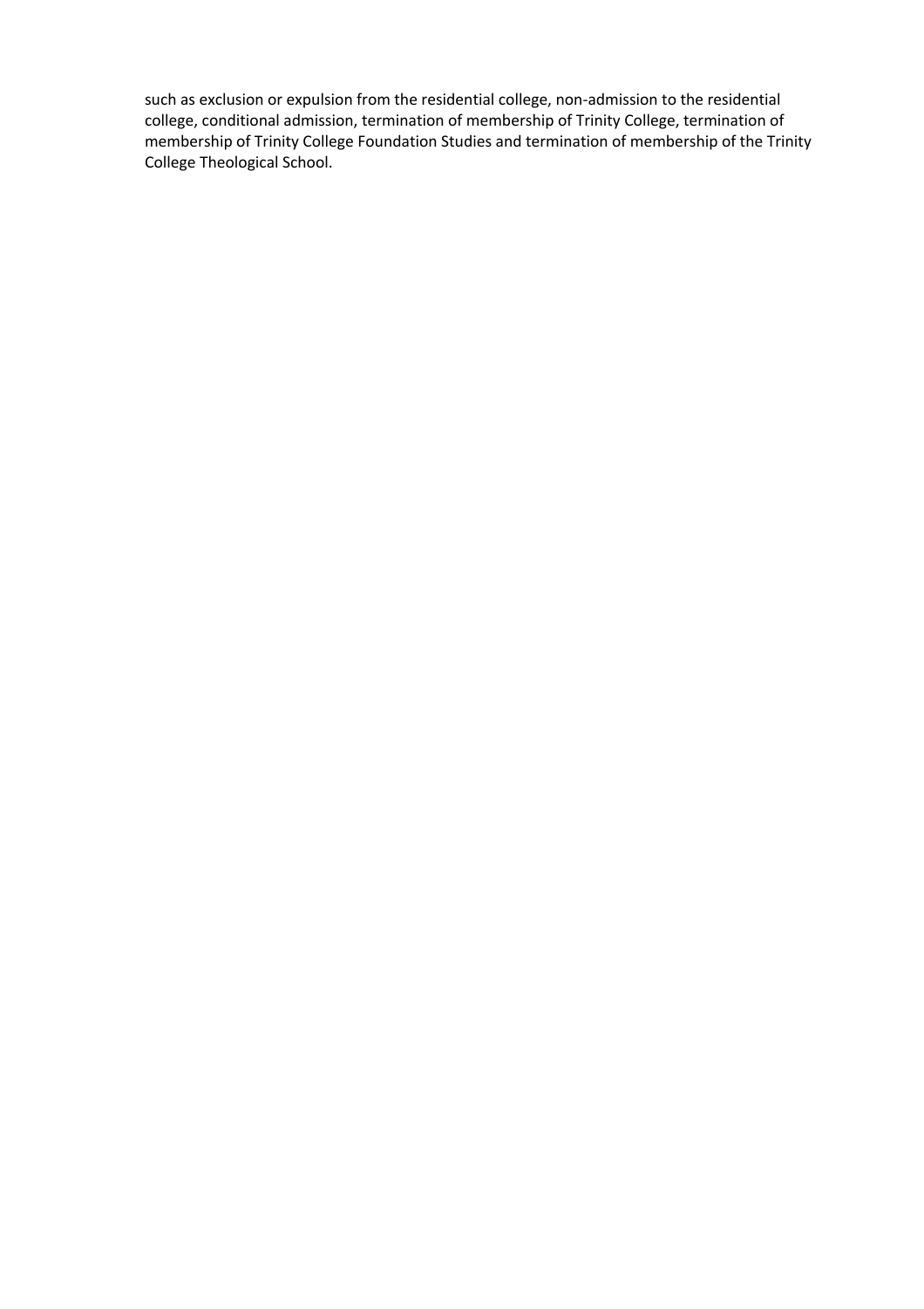such as exclusion or expulsion from the residential college, non-admission to the residential college, conditional admission, termination of membership of Trinity College, termination of membership of Trinity College Foundation Studies and termination of membership of the Trinity College Theological School.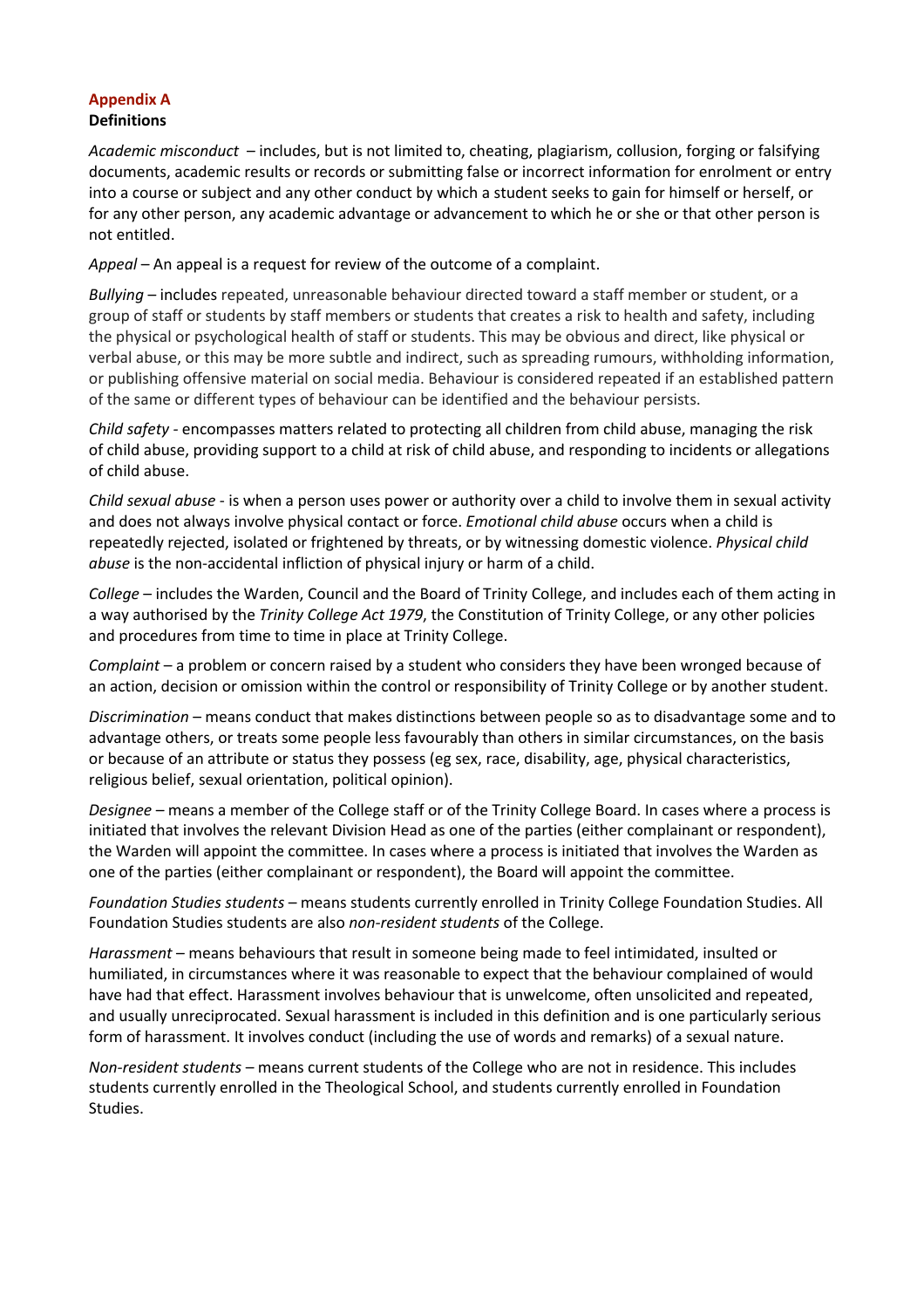## Appendix A
**Definitions**

*Academic misconduct* – includes, but is not limited to, cheating, plagiarism, collusion, forging or falsifying documents, academic results or records or submitting false or incorrect information for enrolment or entry into a course or subject and any other conduct by which a student seeks to gain for himself or herself, or for any other person, any academic advantage or advancement to which he or she or that other person is not entitled.

*Appeal* – An appeal is a request for review of the outcome of a complaint.

*Bullying* – includes repeated, unreasonable behaviour directed toward a staff member or student, or a group of staff or students by staff members or students that creates a risk to health and safety, including the physical or psychological health of staff or students. This may be obvious and direct, like physical or verbal abuse, or this may be more subtle and indirect, such as spreading rumours, withholding information, or publishing offensive material on social media. Behaviour is considered repeated if an established pattern of the same or different types of behaviour can be identified and the behaviour persists.

*Child safety* - encompasses matters related to protecting all children from child abuse, managing the risk of child abuse, providing support to a child at risk of child abuse, and responding to incidents or allegations of child abuse.

*Child sexual abuse* - is when a person uses power or authority over a child to involve them in sexual activity and does not always involve physical contact or force. *Emotional child abuse* occurs when a child is repeatedly rejected, isolated or frightened by threats, or by witnessing domestic violence. *Physical child abuse* is the non-accidental infliction of physical injury or harm of a child.

*College* – includes the Warden, Council and the Board of Trinity College, and includes each of them acting in a way authorised by the *Trinity College Act 1979*, the Constitution of Trinity College, or any other policies and procedures from time to time in place at Trinity College.

*Complaint* – a problem or concern raised by a student who considers they have been wronged because of an action, decision or omission within the control or responsibility of Trinity College or by another student.

*Discrimination* – means conduct that makes distinctions between people so as to disadvantage some and to advantage others, or treats some people less favourably than others in similar circumstances, on the basis or because of an attribute or status they possess (eg sex, race, disability, age, physical characteristics, religious belief, sexual orientation, political opinion).

*Designee* – means a member of the College staff or of the Trinity College Board. In cases where a process is initiated that involves the relevant Division Head as one of the parties (either complainant or respondent), the Warden will appoint the committee. In cases where a process is initiated that involves the Warden as one of the parties (either complainant or respondent), the Board will appoint the committee.

*Foundation Studies students* – means students currently enrolled in Trinity College Foundation Studies. All Foundation Studies students are also *non-resident students* of the College.

*Harassment* – means behaviours that result in someone being made to feel intimidated, insulted or humiliated, in circumstances where it was reasonable to expect that the behaviour complained of would have had that effect. Harassment involves behaviour that is unwelcome, often unsolicited and repeated, and usually unreciprocated. Sexual harassment is included in this definition and is one particularly serious form of harassment. It involves conduct (including the use of words and remarks) of a sexual nature.

*Non-resident students* – means current students of the College who are not in residence. This includes students currently enrolled in the Theological School, and students currently enrolled in Foundation Studies.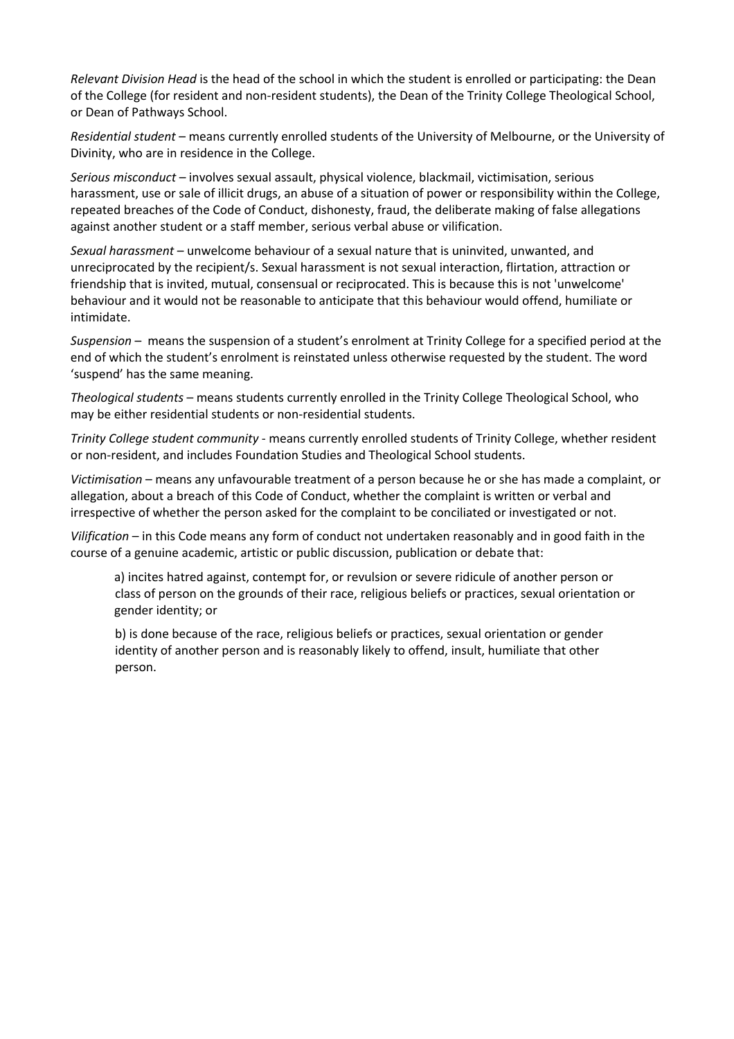*Relevant Division Head* is the head of the school in which the student is enrolled or participating: the Dean of the College (for resident and non-resident students), the Dean of the Trinity College Theological School, or Dean of Pathways School.

*Residential student* – means currently enrolled students of the University of Melbourne, or the University of Divinity, who are in residence in the College.

*Serious misconduct* – involves sexual assault, physical violence, blackmail, victimisation, serious harassment, use or sale of illicit drugs, an abuse of a situation of power or responsibility within the College, repeated breaches of the Code of Conduct, dishonesty, fraud, the deliberate making of false allegations against another student or a staff member, serious verbal abuse or vilification.

*Sexual harassment* – unwelcome behaviour of a sexual nature that is uninvited, unwanted, and unreciprocated by the recipient/s. Sexual harassment is not sexual interaction, flirtation, attraction or friendship that is invited, mutual, consensual or reciprocated. This is because this is not 'unwelcome' behaviour and it would not be reasonable to anticipate that this behaviour would offend, humiliate or intimidate.

*Suspension* – means the suspension of a student's enrolment at Trinity College for a specified period at the end of which the student's enrolment is reinstated unless otherwise requested by the student. The word 'suspend' has the same meaning.

*Theological students* – means students currently enrolled in the Trinity College Theological School, who may be either residential students or non-residential students.

*Trinity College student community* - means currently enrolled students of Trinity College, whether resident or non-resident, and includes Foundation Studies and Theological School students.

*Victimisation* – means any unfavourable treatment of a person because he or she has made a complaint, or allegation, about a breach of this Code of Conduct, whether the complaint is written or verbal and irrespective of whether the person asked for the complaint to be conciliated or investigated or not.

*Vilification* – in this Code means any form of conduct not undertaken reasonably and in good faith in the course of a genuine academic, artistic or public discussion, publication or debate that:

a) incites hatred against, contempt for, or revulsion or severe ridicule of another person or class of person on the grounds of their race, religious beliefs or practices, sexual orientation or gender identity; or

b) is done because of the race, religious beliefs or practices, sexual orientation or gender identity of another person and is reasonably likely to offend, insult, humiliate that other person.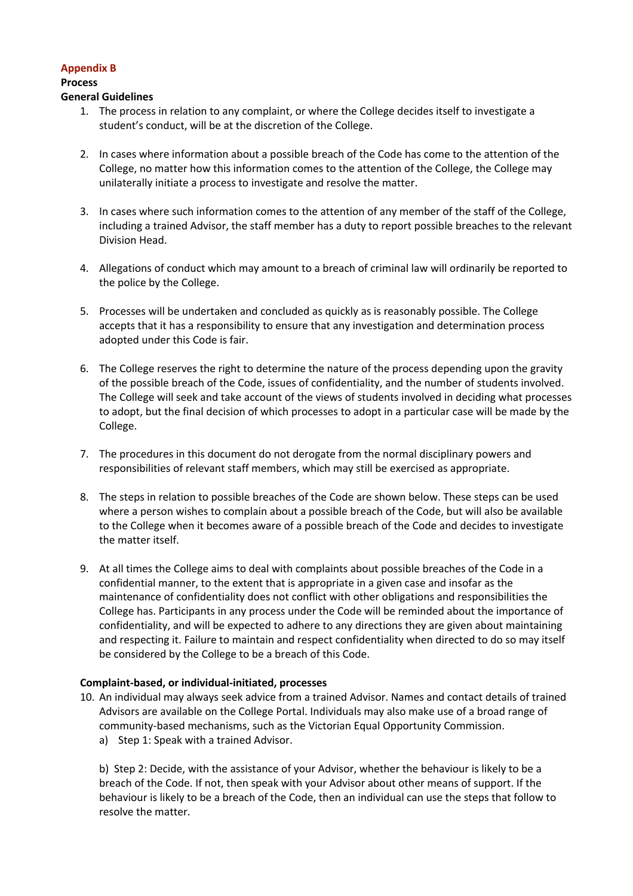## Appendix B

**Process**

**General Guidelines**

1. The process in relation to any complaint, or where the College decides itself to investigate a student's conduct, will be at the discretion of the College.

2. In cases where information about a possible breach of the Code has come to the attention of the College, no matter how this information comes to the attention of the College, the College may unilaterally initiate a process to investigate and resolve the matter.

3. In cases where such information comes to the attention of any member of the staff of the College, including a trained Advisor, the staff member has a duty to report possible breaches to the relevant Division Head.

4. Allegations of conduct which may amount to a breach of criminal law will ordinarily be reported to the police by the College.

5. Processes will be undertaken and concluded as quickly as is reasonably possible. The College accepts that it has a responsibility to ensure that any investigation and determination process adopted under this Code is fair.

6. The College reserves the right to determine the nature of the process depending upon the gravity of the possible breach of the Code, issues of confidentiality, and the number of students involved. The College will seek and take account of the views of students involved in deciding what processes to adopt, but the final decision of which processes to adopt in a particular case will be made by the College.

7. The procedures in this document do not derogate from the normal disciplinary powers and responsibilities of relevant staff members, which may still be exercised as appropriate.

8. The steps in relation to possible breaches of the Code are shown below. These steps can be used where a person wishes to complain about a possible breach of the Code, but will also be available to the College when it becomes aware of a possible breach of the Code and decides to investigate the matter itself.

9. At all times the College aims to deal with complaints about possible breaches of the Code in a confidential manner, to the extent that is appropriate in a given case and insofar as the maintenance of confidentiality does not conflict with other obligations and responsibilities the College has. Participants in any process under the Code will be reminded about the importance of confidentiality, and will be expected to adhere to any directions they are given about maintaining and respecting it. Failure to maintain and respect confidentiality when directed to do so may itself be considered by the College to be a breach of this Code.

**Complaint-based, or individual-initiated, processes**

10. An individual may always seek advice from a trained Advisor. Names and contact details of trained Advisors are available on the College Portal. Individuals may also make use of a broad range of community-based mechanisms, such as the Victorian Equal Opportunity Commission.

    a) Step 1: Speak with a trained Advisor.

    b) Step 2: Decide, with the assistance of your Advisor, whether the behaviour is likely to be a breach of the Code. If not, then speak with your Advisor about other means of support. If the behaviour is likely to be a breach of the Code, then an individual can use the steps that follow to resolve the matter.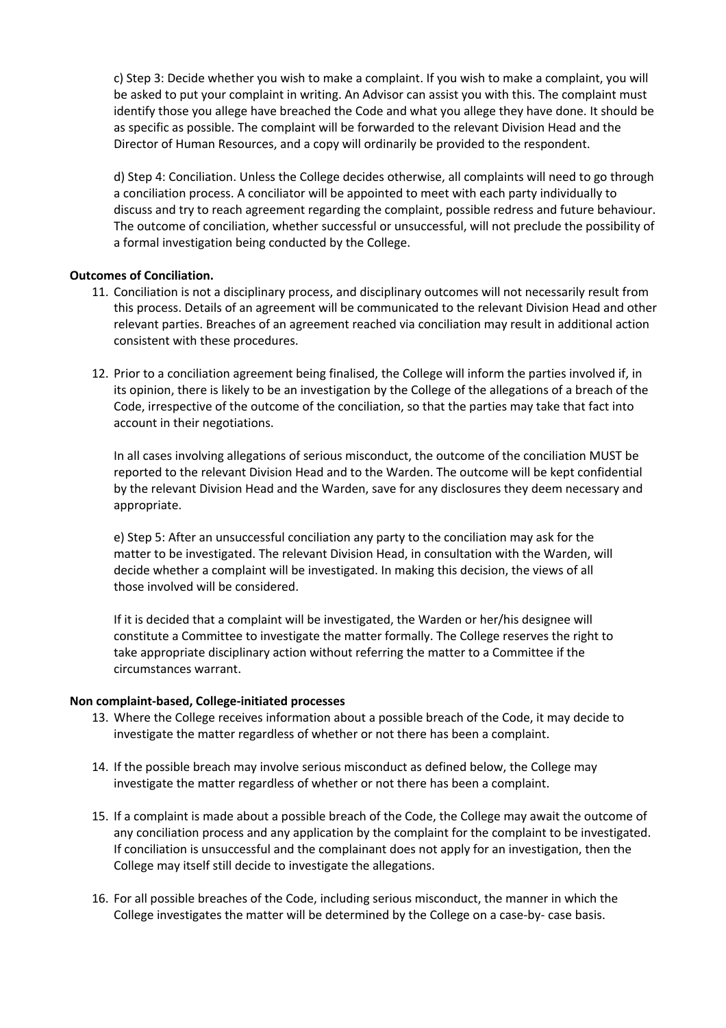c) Step 3: Decide whether you wish to make a complaint. If you wish to make a complaint, you will be asked to put your complaint in writing. An Advisor can assist you with this. The complaint must identify those you allege have breached the Code and what you allege they have done. It should be as specific as possible. The complaint will be forwarded to the relevant Division Head and the Director of Human Resources, and a copy will ordinarily be provided to the respondent.

d) Step 4: Conciliation. Unless the College decides otherwise, all complaints will need to go through a conciliation process. A conciliator will be appointed to meet with each party individually to discuss and try to reach agreement regarding the complaint, possible redress and future behaviour. The outcome of conciliation, whether successful or unsuccessful, will not preclude the possibility of a formal investigation being conducted by the College.

**Outcomes of Conciliation.**

11. Conciliation is not a disciplinary process, and disciplinary outcomes will not necessarily result from this process. Details of an agreement will be communicated to the relevant Division Head and other relevant parties. Breaches of an agreement reached via conciliation may result in additional action consistent with these procedures.

12. Prior to a conciliation agreement being finalised, the College will inform the parties involved if, in its opinion, there is likely to be an investigation by the College of the allegations of a breach of the Code, irrespective of the outcome of the conciliation, so that the parties may take that fact into account in their negotiations.

    In all cases involving allegations of serious misconduct, the outcome of the conciliation MUST be reported to the relevant Division Head and to the Warden. The outcome will be kept confidential by the relevant Division Head and the Warden, save for any disclosures they deem necessary and appropriate.

    e) Step 5: After an unsuccessful conciliation any party to the conciliation may ask for the matter to be investigated. The relevant Division Head, in consultation with the Warden, will decide whether a complaint will be investigated. In making this decision, the views of all those involved will be considered.

    If it is decided that a complaint will be investigated, the Warden or her/his designee will constitute a Committee to investigate the matter formally. The College reserves the right to take appropriate disciplinary action without referring the matter to a Committee if the circumstances warrant.

**Non complaint-based, College-initiated processes**

13. Where the College receives information about a possible breach of the Code, it may decide to investigate the matter regardless of whether or not there has been a complaint.

14. If the possible breach may involve serious misconduct as defined below, the College may investigate the matter regardless of whether or not there has been a complaint.

15. If a complaint is made about a possible breach of the Code, the College may await the outcome of any conciliation process and any application by the complaint for the complaint to be investigated. If conciliation is unsuccessful and the complainant does not apply for an investigation, then the College may itself still decide to investigate the allegations.

16. For all possible breaches of the Code, including serious misconduct, the manner in which the College investigates the matter will be determined by the College on a case-by- case basis.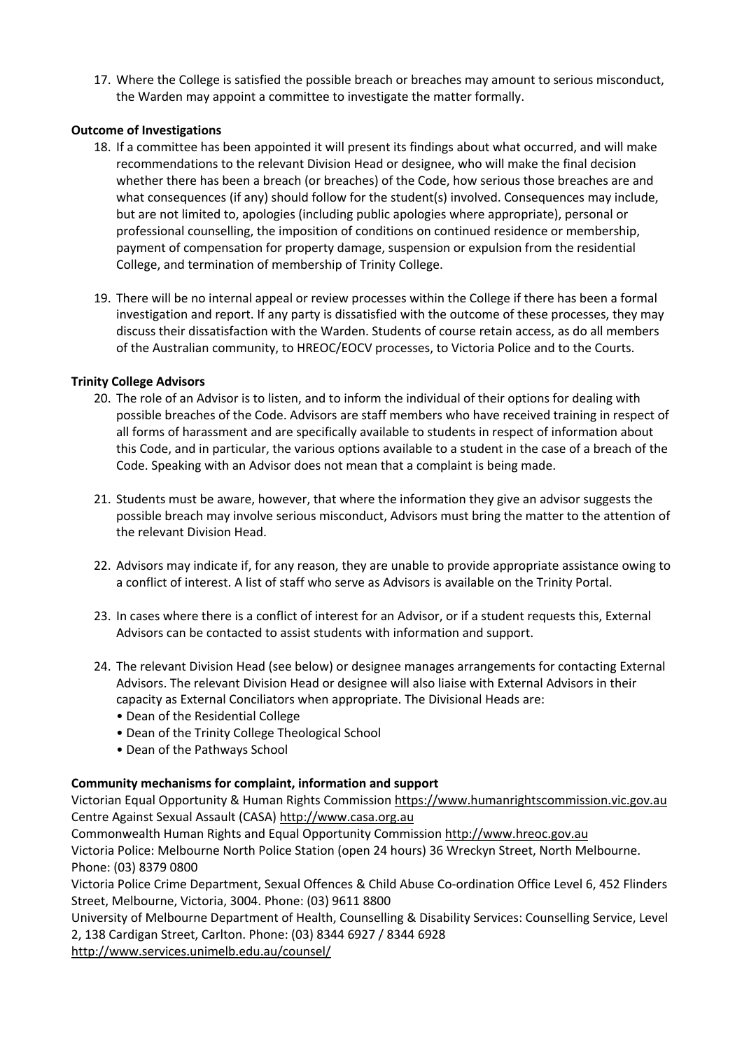17. Where the College is satisfied the possible breach or breaches may amount to serious misconduct, the Warden may appoint a committee to investigate the matter formally.

**Outcome of Investigations**

18. If a committee has been appointed it will present its findings about what occurred, and will make recommendations to the relevant Division Head or designee, who will make the final decision whether there has been a breach (or breaches) of the Code, how serious those breaches are and what consequences (if any) should follow for the student(s) involved. Consequences may include, but are not limited to, apologies (including public apologies where appropriate), personal or professional counselling, the imposition of conditions on continued residence or membership, payment of compensation for property damage, suspension or expulsion from the residential College, and termination of membership of Trinity College.

19. There will be no internal appeal or review processes within the College if there has been a formal investigation and report. If any party is dissatisfied with the outcome of these processes, they may discuss their dissatisfaction with the Warden. Students of course retain access, as do all members of the Australian community, to HREOC/EOCV processes, to Victoria Police and to the Courts.

**Trinity College Advisors**

20. The role of an Advisor is to listen, and to inform the individual of their options for dealing with possible breaches of the Code. Advisors are staff members who have received training in respect of all forms of harassment and are specifically available to students in respect of information about this Code, and in particular, the various options available to a student in the case of a breach of the Code. Speaking with an Advisor does not mean that a complaint is being made.

21. Students must be aware, however, that where the information they give an advisor suggests the possible breach may involve serious misconduct, Advisors must bring the matter to the attention of the relevant Division Head.

22. Advisors may indicate if, for any reason, they are unable to provide appropriate assistance owing to a conflict of interest. A list of staff who serve as Advisors is available on the Trinity Portal.

23. In cases where there is a conflict of interest for an Advisor, or if a student requests this, External Advisors can be contacted to assist students with information and support.

24. The relevant Division Head (see below) or designee manages arrangements for contacting External Advisors. The relevant Division Head or designee will also liaise with External Advisors in their capacity as External Conciliators when appropriate. The Divisional Heads are:
    - Dean of the Residential College
    - Dean of the Trinity College Theological School
    - Dean of the Pathways School

**Community mechanisms for complaint, information and support**

Victorian Equal Opportunity & Human Rights Commission https://www.humanrightscommission.vic.gov.au
Centre Against Sexual Assault (CASA) http://www.casa.org.au
Commonwealth Human Rights and Equal Opportunity Commission http://www.hreoc.gov.au
Victoria Police: Melbourne North Police Station (open 24 hours) 36 Wreckyn Street, North Melbourne. Phone: (03) 8379 0800
Victoria Police Crime Department, Sexual Offences & Child Abuse Co-ordination Office Level 6, 452 Flinders Street, Melbourne, Victoria, 3004. Phone: (03) 9611 8800
University of Melbourne Department of Health, Counselling & Disability Services: Counselling Service, Level 2, 138 Cardigan Street, Carlton. Phone: (03) 8344 6927 / 8344 6928
http://www.services.unimelb.edu.au/counsel/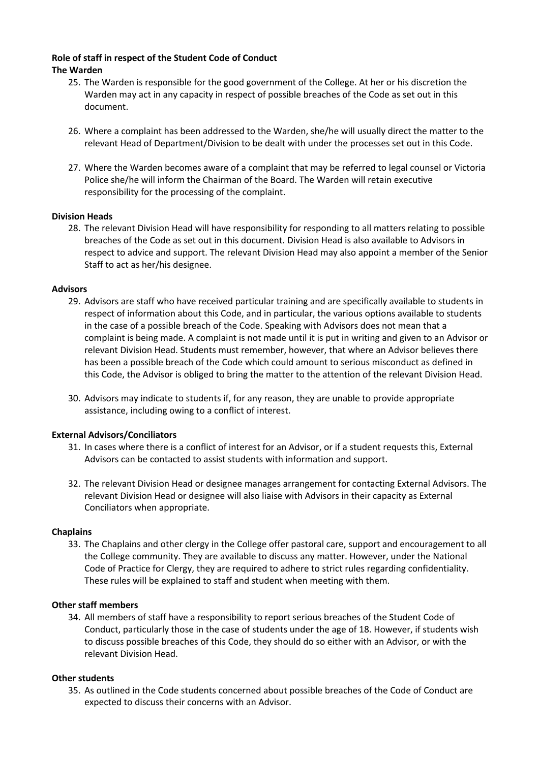**Role of staff in respect of the Student Code of Conduct**

**The Warden**

25. The Warden is responsible for the good government of the College. At her or his discretion the Warden may act in any capacity in respect of possible breaches of the Code as set out in this document.

26. Where a complaint has been addressed to the Warden, she/he will usually direct the matter to the relevant Head of Department/Division to be dealt with under the processes set out in this Code.

27. Where the Warden becomes aware of a complaint that may be referred to legal counsel or Victoria Police she/he will inform the Chairman of the Board. The Warden will retain executive responsibility for the processing of the complaint.

**Division Heads**

28. The relevant Division Head will have responsibility for responding to all matters relating to possible breaches of the Code as set out in this document. Division Head is also available to Advisors in respect to advice and support. The relevant Division Head may also appoint a member of the Senior Staff to act as her/his designee.

**Advisors**

29. Advisors are staff who have received particular training and are specifically available to students in respect of information about this Code, and in particular, the various options available to students in the case of a possible breach of the Code. Speaking with Advisors does not mean that a complaint is being made. A complaint is not made until it is put in writing and given to an Advisor or relevant Division Head. Students must remember, however, that where an Advisor believes there has been a possible breach of the Code which could amount to serious misconduct as defined in this Code, the Advisor is obliged to bring the matter to the attention of the relevant Division Head.

30. Advisors may indicate to students if, for any reason, they are unable to provide appropriate assistance, including owing to a conflict of interest.

**External Advisors/Conciliators**

31. In cases where there is a conflict of interest for an Advisor, or if a student requests this, External Advisors can be contacted to assist students with information and support.

32. The relevant Division Head or designee manages arrangement for contacting External Advisors. The relevant Division Head or designee will also liaise with Advisors in their capacity as External Conciliators when appropriate.

**Chaplains**

33. The Chaplains and other clergy in the College offer pastoral care, support and encouragement to all the College community. They are available to discuss any matter. However, under the National Code of Practice for Clergy, they are required to adhere to strict rules regarding confidentiality. These rules will be explained to staff and student when meeting with them.

**Other staff members**

34. All members of staff have a responsibility to report serious breaches of the Student Code of Conduct, particularly those in the case of students under the age of 18. However, if students wish to discuss possible breaches of this Code, they should do so either with an Advisor, or with the relevant Division Head.

**Other students**

35. As outlined in the Code students concerned about possible breaches of the Code of Conduct are expected to discuss their concerns with an Advisor.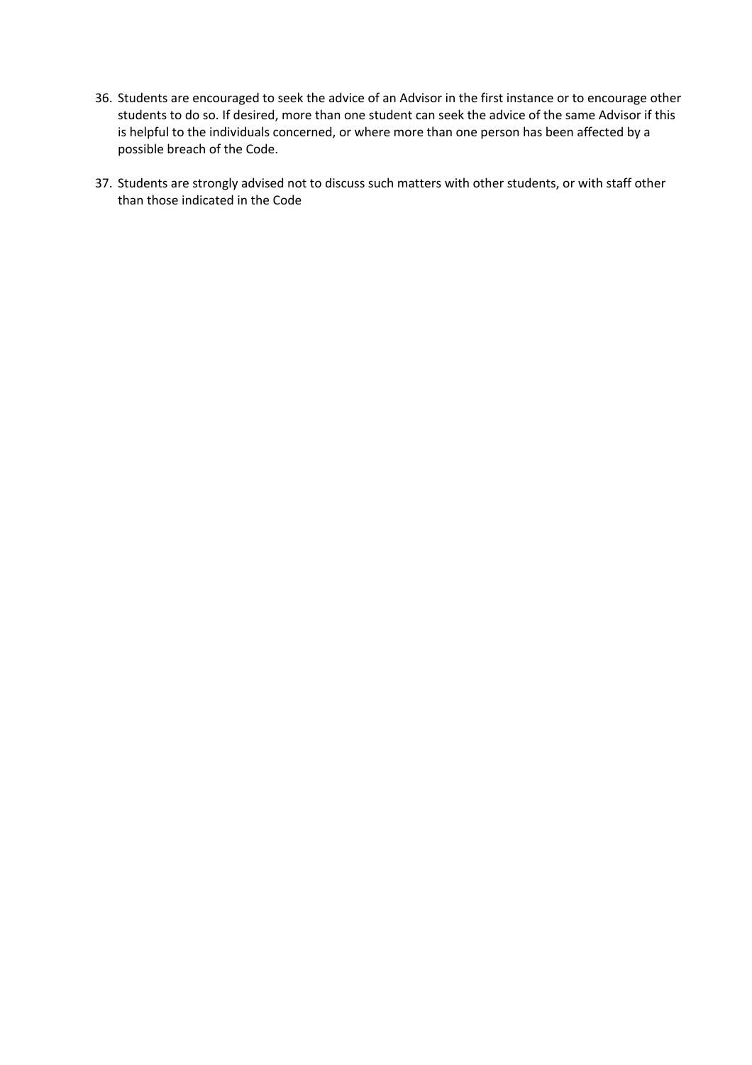36. Students are encouraged to seek the advice of an Advisor in the first instance or to encourage other students to do so. If desired, more than one student can seek the advice of the same Advisor if this is helpful to the individuals concerned, or where more than one person has been affected by a possible breach of the Code.

37. Students are strongly advised not to discuss such matters with other students, or with staff other than those indicated in the Code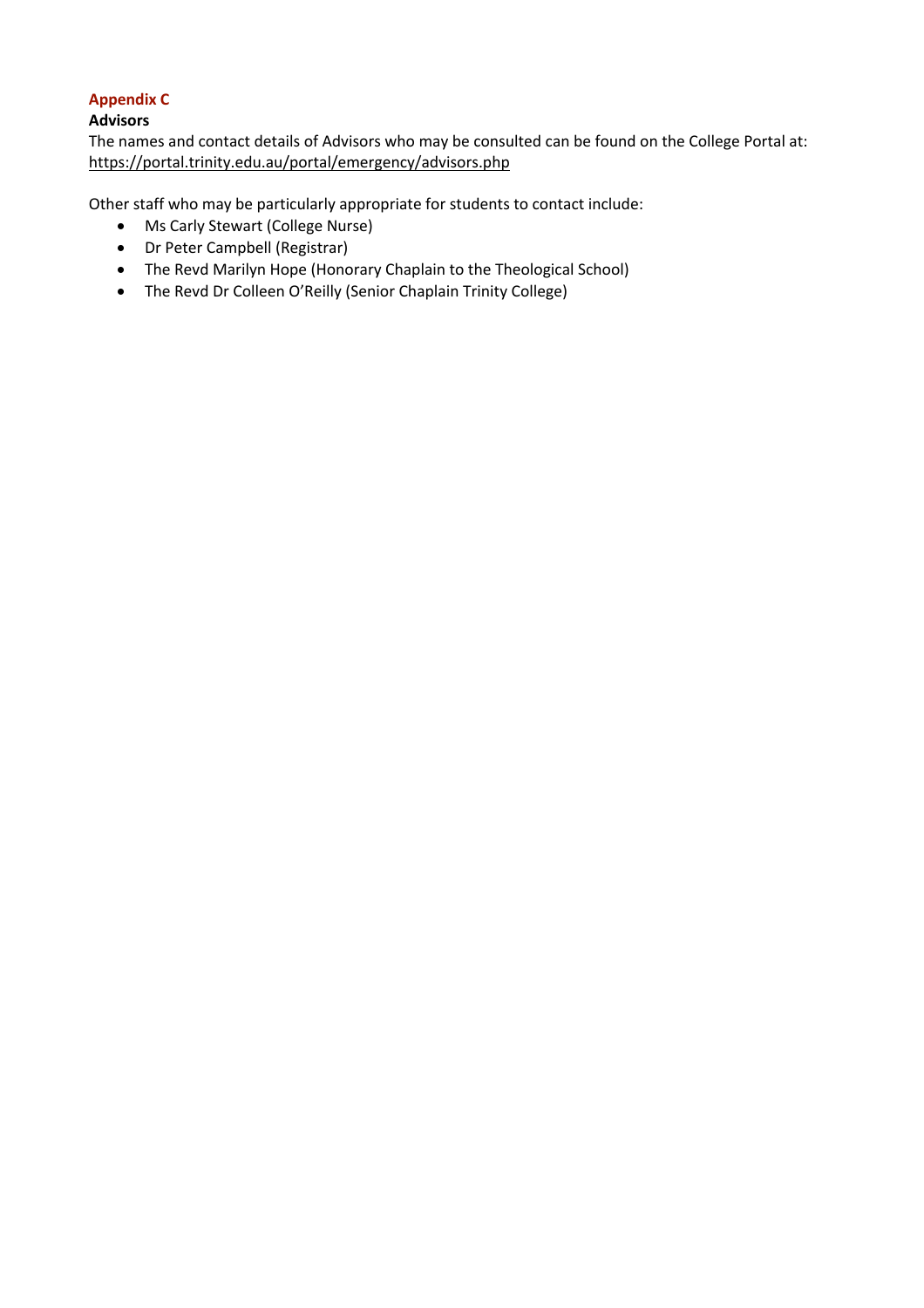## Appendix C

**Advisors**

The names and contact details of Advisors who may be consulted can be found on the College Portal at: https://portal.trinity.edu.au/portal/emergency/advisors.php

Other staff who may be particularly appropriate for students to contact include:

- Ms Carly Stewart (College Nurse)
- Dr Peter Campbell (Registrar)
- The Revd Marilyn Hope (Honorary Chaplain to the Theological School)
- The Revd Dr Colleen O'Reilly (Senior Chaplain Trinity College)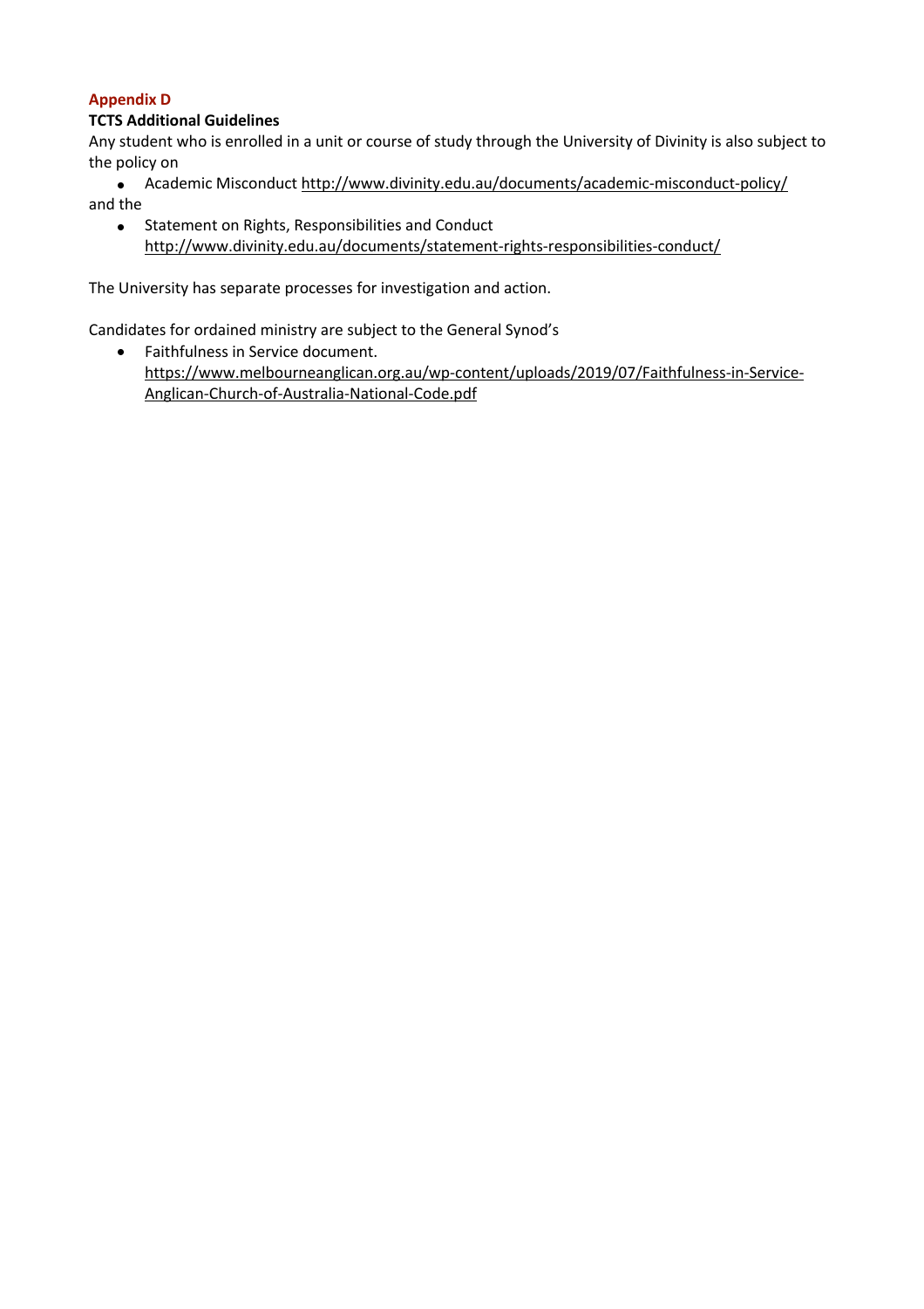## Appendix D

**TCTS Additional Guidelines**

Any student who is enrolled in a unit or course of study through the University of Divinity is also subject to the policy on

- Academic Misconduct http://www.divinity.edu.au/documents/academic-misconduct-policy/

and the

- Statement on Rights, Responsibilities and Conduct http://www.divinity.edu.au/documents/statement-rights-responsibilities-conduct/

The University has separate processes for investigation and action.

Candidates for ordained ministry are subject to the General Synod's

- Faithfulness in Service document. https://www.melbourneanglican.org.au/wp-content/uploads/2019/07/Faithfulness-in-Service-Anglican-Church-of-Australia-National-Code.pdf